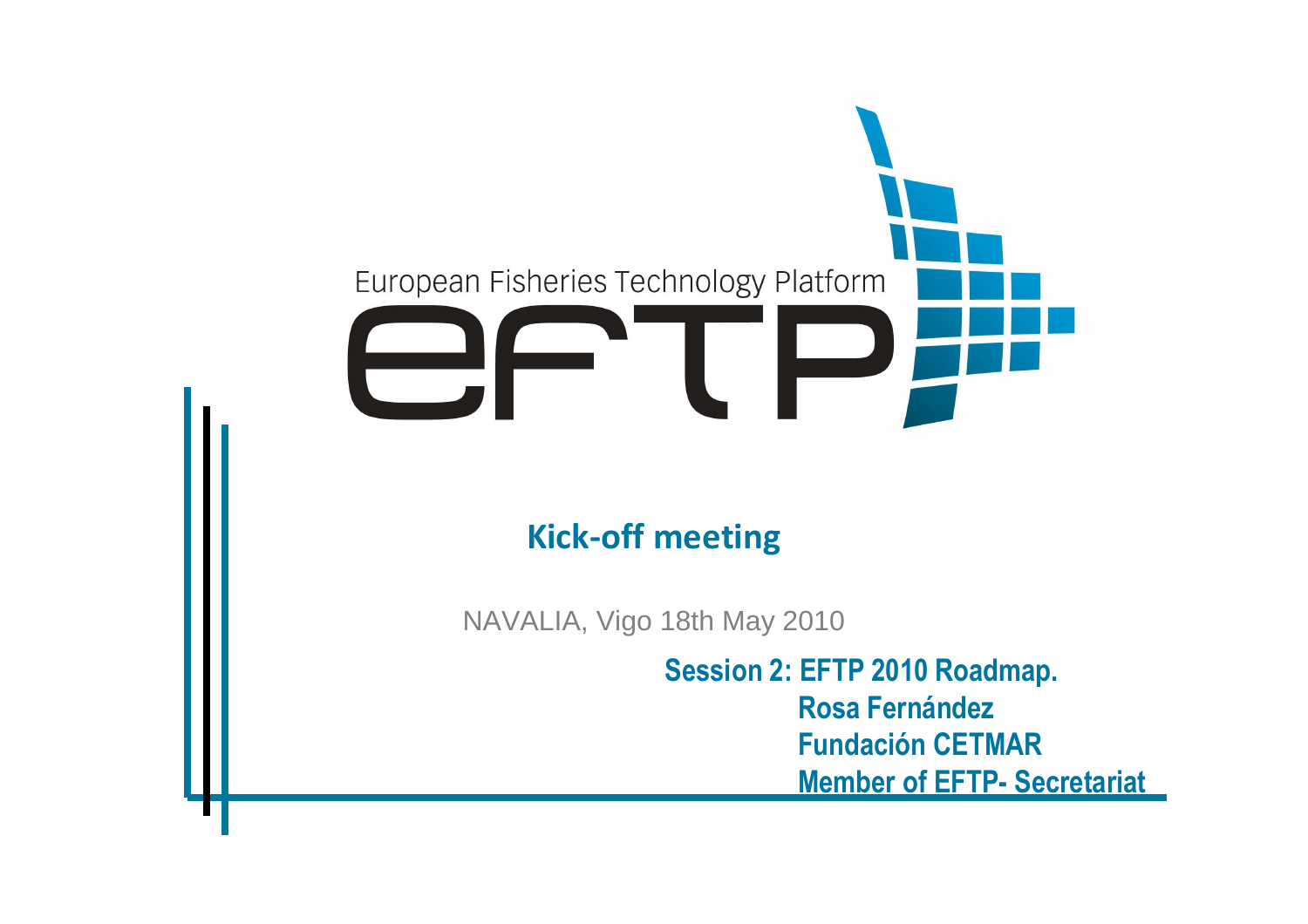European Fisheries Technology Platform

# EFTP

## Kick-off meeting

NAVALIA, Vigo 18th May 2010

**Session 2: EFTP 2010 Roadmap.**

**Rosa Fernández**

**Fundación CETMAR**

**Member of EFTP- Secretariat**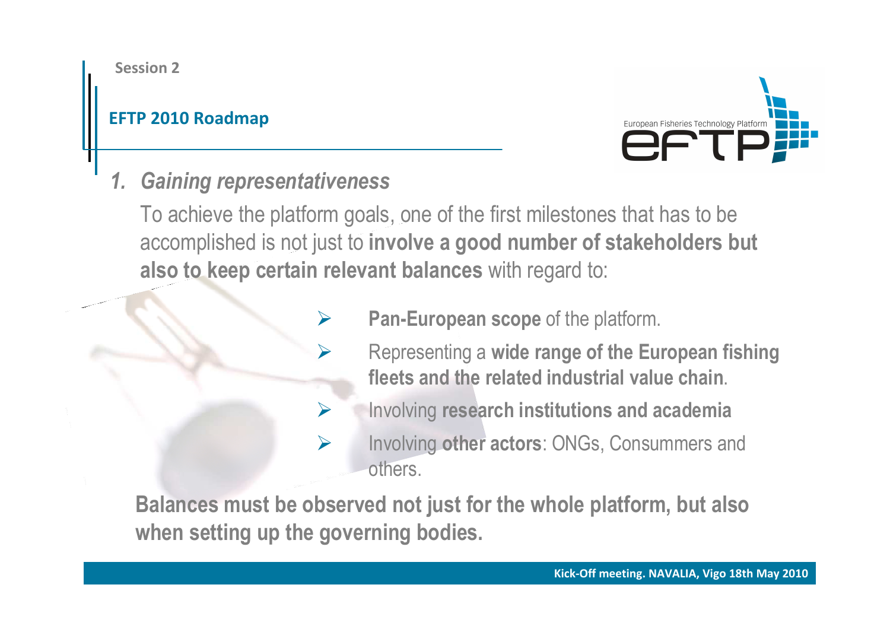Session 2

## EFTP 2010 Roadmap

European Fisheries Technology Platform

EFTP

### *1. Gaining representativeness*

To achieve the platform goals, one of the first milestones that has to be accomplished is not just to **involve a good number of stakeholders but also to keep certain relevant balances** with regard to:

- **Pan-European scope** of the platform.
- Representing a **wide range of the European fishing fleets and the related industrial value chain**.
- Involving **research institutions and academia**
- Involving **other actors**: ONGs, Consummers and others.

**Balances must be observed not just for the whole platform, but also when setting up the governing bodies.**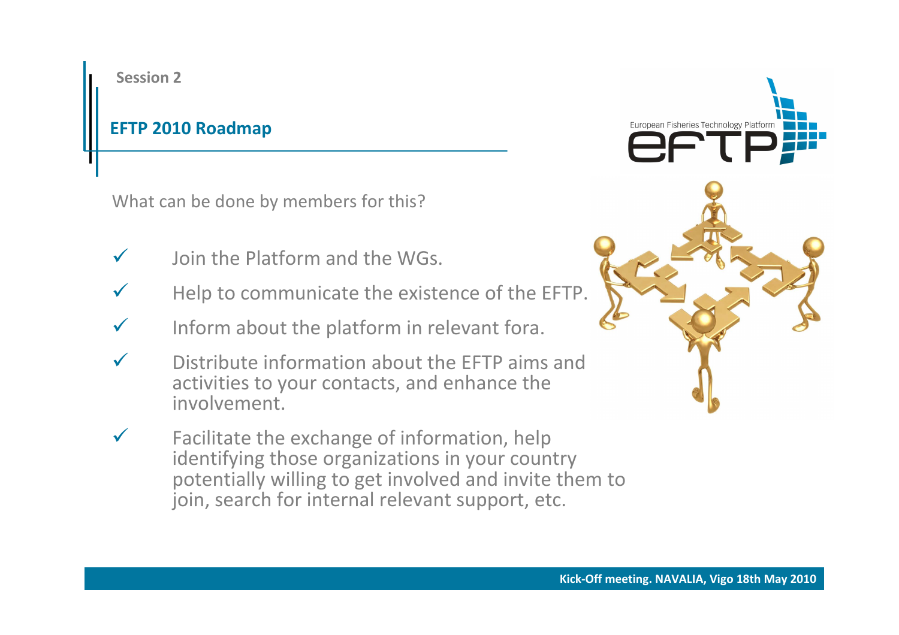Session 2

## EFTP 2010 Roadmap

What can be done by members for this?

- ✓ Join the Platform and the WGs.
- ✓ Help to communicate the existence of the EFTP.
- ✓ Inform about the platform in relevant fora.
- ✓ Distribute information about the EFTP aims and activities to your contacts, and enhance the involvement.
- ✓ Facilitate the exchange of information, help identifying those organizations in your country potentially willing to get involved and invite them to join, search for internal relevant support, etc.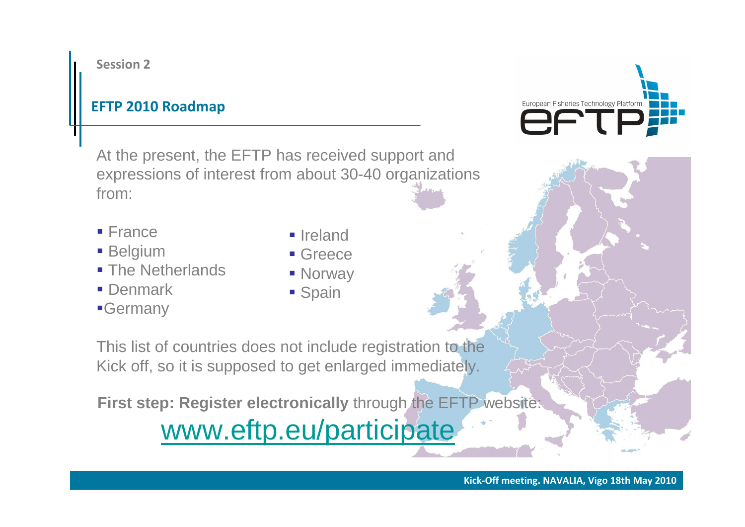Session 2

## EFTP 2010 Roadmap

At the present, the EFTP has received support and expressions of interest from about 30-40 organizations from:

- France
- Belgium
- The Netherlands
- Denmark
- Germany
- Ireland
- Greece
- Norway
- Spain

This list of countries does not include registration to the Kick off, so it is supposed to get enlarged immediately.

**First step: Register electronically** through the EFTP website:

www.eftp.eu/participate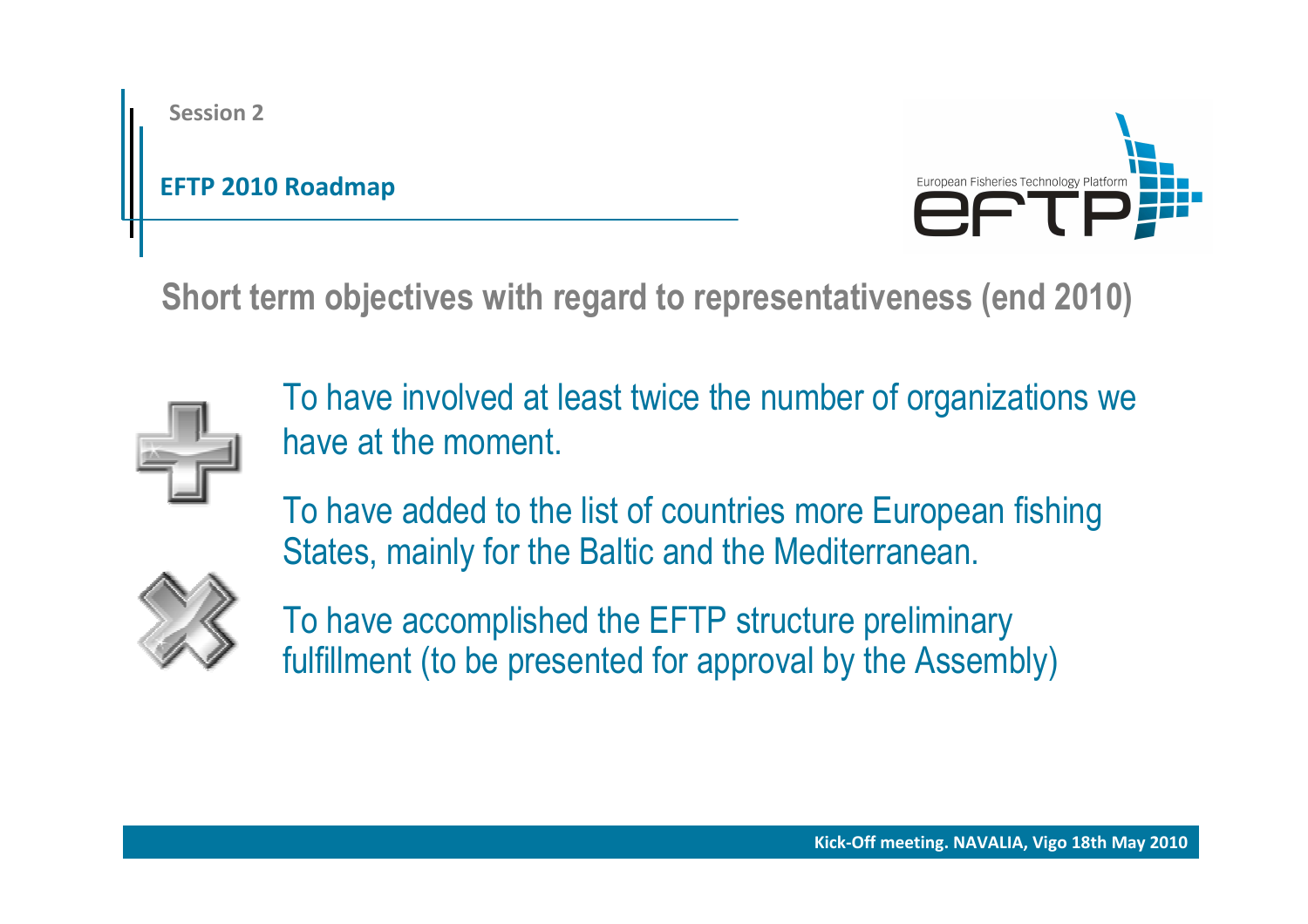Session 2

**EFTP 2010 Roadmap**

## Short term objectives with regard to representativeness (end 2010)

- To have involved at least twice the number of organizations we have at the moment.
- To have added to the list of countries more European fishing States, mainly for the Baltic and the Mediterranean.
- To have accomplished the EFTP structure preliminary fulfillment (to be presented for approval by the Assembly)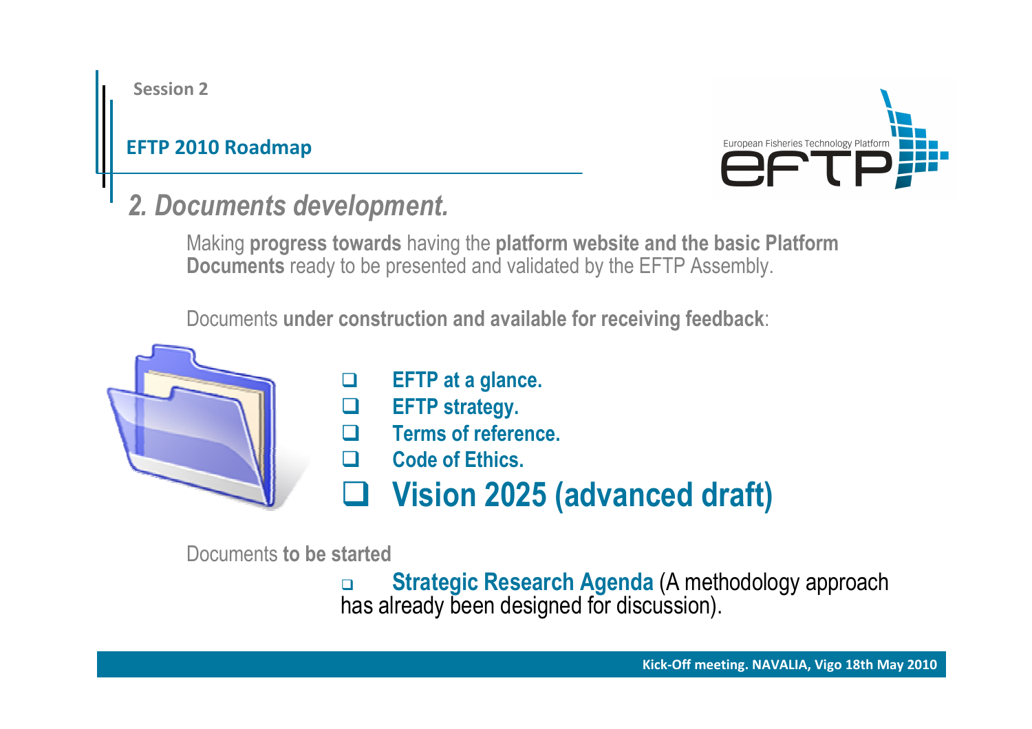Session 2

**EFTP 2010 Roadmap**

## *2. Documents development.*

Making **progress towards** having the **platform website and the basic Platform Documents** ready to be presented and validated by the EFTP Assembly.

Documents **under construction and available for receiving feedback**:

- **EFTP at a glance.**
- **EFTP strategy.**
- **Terms of reference.**
- **Code of Ethics.**
- **Vision 2025 (advanced draft)**

Documents **to be started**

- **Strategic Research Agenda** (A methodology approach has already been designed for discussion).

Kick-Off meeting. NAVALIA, Vigo 18th May 2010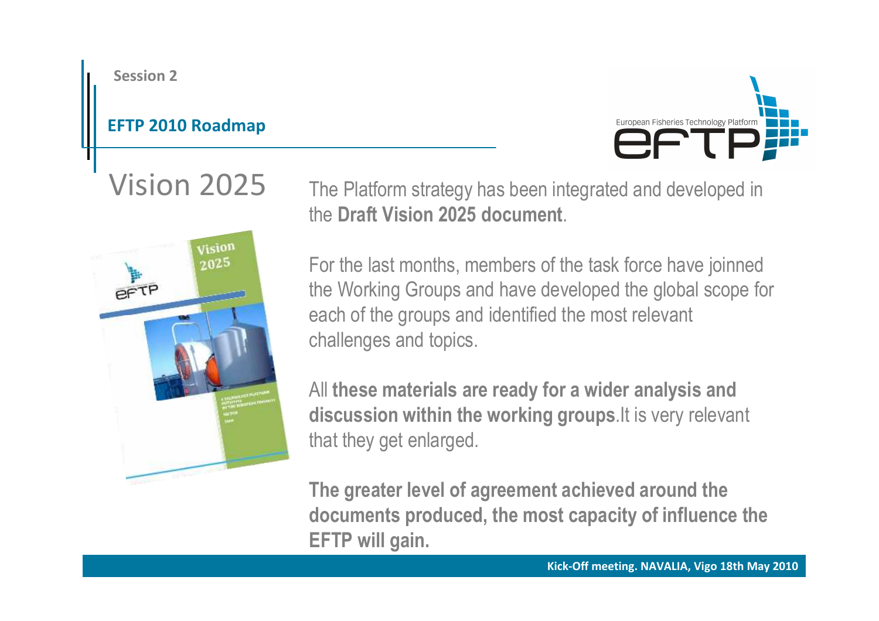Session 2

**EFTP 2010 Roadmap**

# Vision 2025

The Platform strategy has been integrated and developed in the **Draft Vision 2025 document**.

For the last months, members of the task force have joinned the Working Groups and have developed the global scope for each of the groups and identified the most relevant challenges and topics.

All **these materials are ready for a wider analysis and discussion within the working groups**.It is very relevant that they get enlarged.

**The greater level of agreement achieved around the documents produced, the most capacity of influence the EFTP will gain.**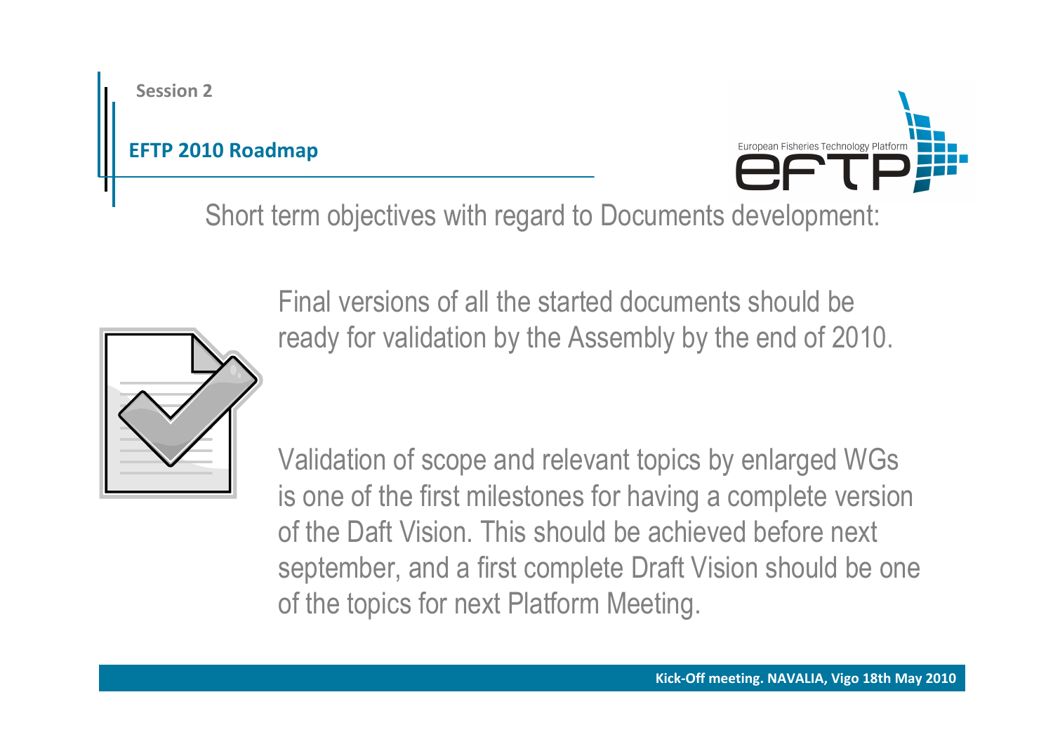Session 2

## EFTP 2010 Roadmap

Short term objectives with regard to Documents development:

Final versions of all the started documents should be ready for validation by the Assembly by the end of 2010.

Validation of scope and relevant topics by enlarged WGs is one of the first milestones for having a complete version of the Daft Vision. This should be achieved before next september, and a first complete Draft Vision should be one of the topics for next Platform Meeting.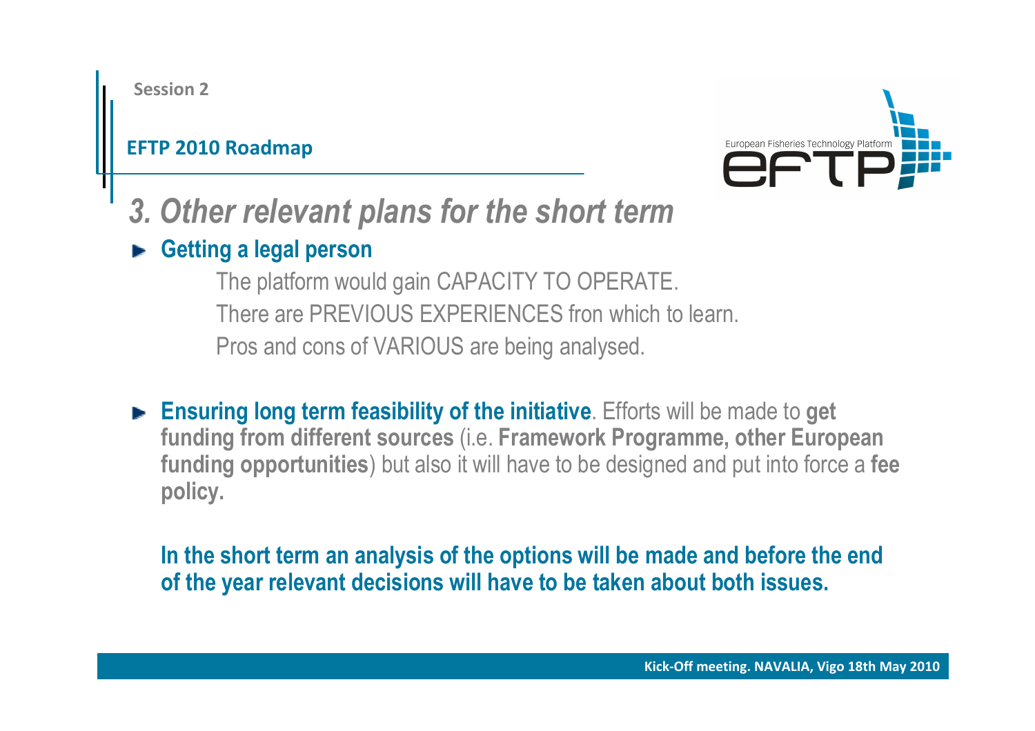Session 2

**EFTP 2010 Roadmap**

# *3. Other relevant plans for the short term*

- **Getting a legal person**

  The platform would gain CAPACITY TO OPERATE.

  There are PREVIOUS EXPERIENCES fron which to learn.

  Pros and cons of VARIOUS are being analysed.

- **Ensuring long term feasibility of the initiative**. Efforts will be made to **get funding from different sources** (i.e. **Framework Programme, other European funding opportunities**) but also it will have to be designed and put into force a **fee policy.**

**In the short term an analysis of the options will be made and before the end of the year relevant decisions will have to be taken about both issues.**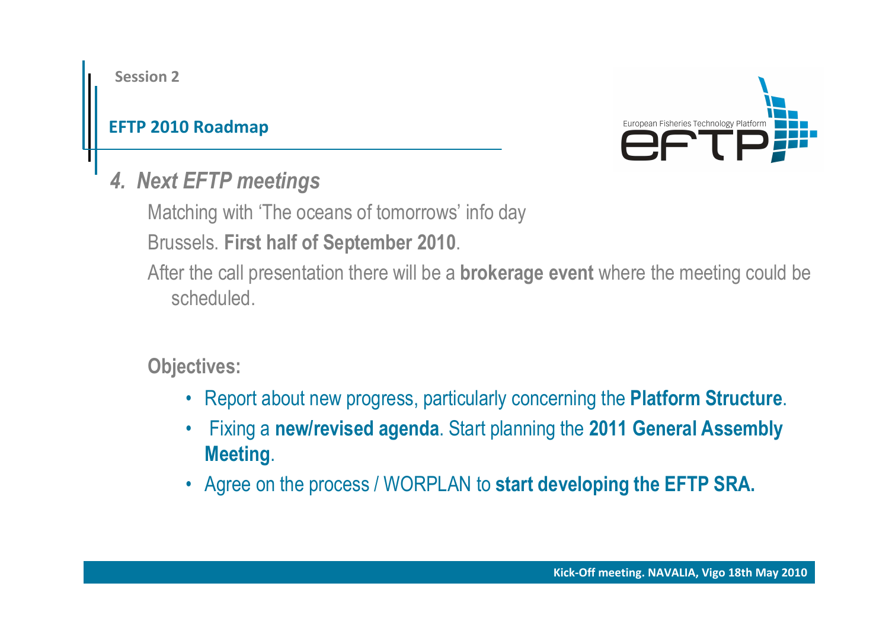Session 2

## EFTP 2010 Roadmap

### *4. Next EFTP meetings*

Matching with 'The oceans of tomorrows' info day

Brussels. **First half of September 2010**.

After the call presentation there will be a **brokerage event** where the meeting could be scheduled.

**Objectives:**

- Report about new progress, particularly concerning the **Platform Structure**.
- Fixing a **new/revised agenda**. Start planning the **2011 General Assembly Meeting**.
- Agree on the process / WORPLAN to **start developing the EFTP SRA.**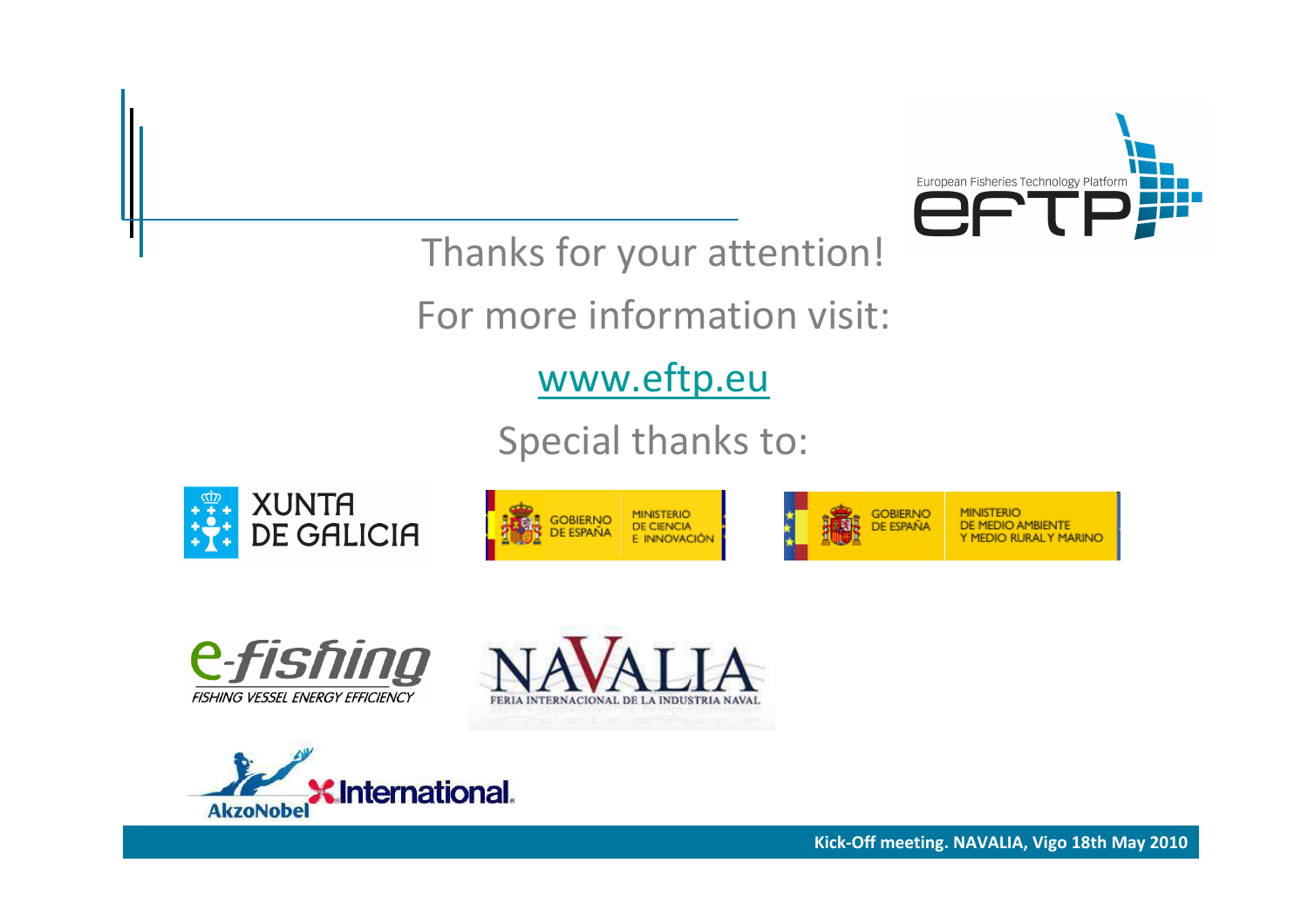Thanks for your attention!

For more information visit:

www.eftp.eu

Special thanks to: